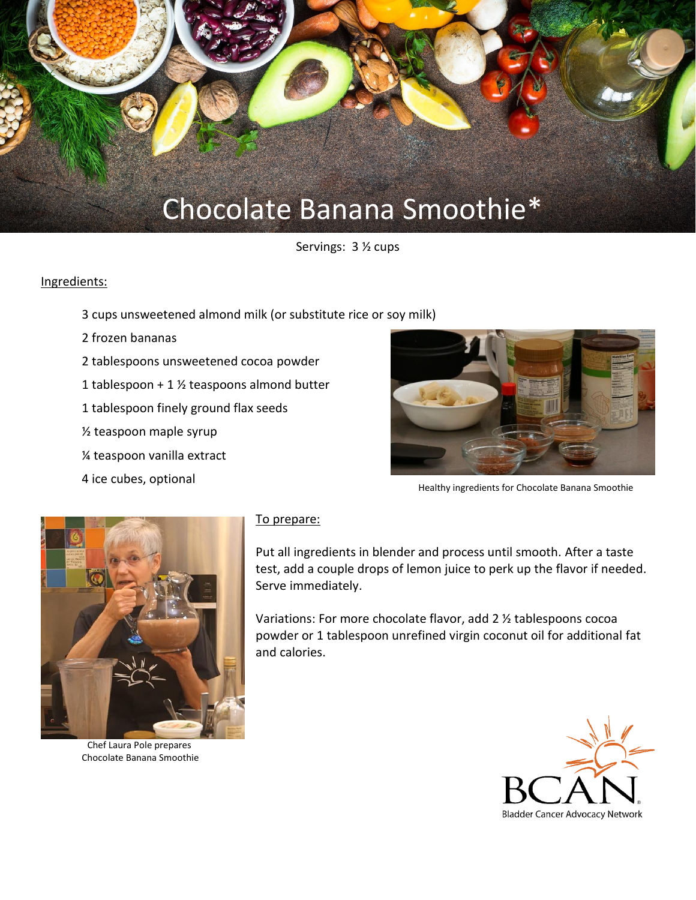# Chocolate Banana Smoothie*

Servings: 3 ½ cups

Ingredients:

- 3 cups unsweetened almond milk (or substitute rice or soy milk)
- 2 frozen bananas
- 2 tablespoons unsweetened cocoa powder
- 1 tablespoon + 1 ½ teaspoons almond butter
- 1 tablespoon finely ground flax seeds
- ½ teaspoon maple syrup
- ¼ teaspoon vanilla extract
- 4 ice cubes, optional

Healthy ingredients for Chocolate Banana Smoothie

To prepare:

Put all ingredients in blender and process until smooth. After a taste test, add a couple drops of lemon juice to perk up the flavor if needed. Serve immediately.

Variations: For more chocolate flavor, add 2 ½ tablespoons cocoa powder or 1 tablespoon unrefined virgin coconut oil for additional fat and calories.

Chef Laura Pole prepares Chocolate Banana Smoothie

BCAN Bladder Cancer Advocacy Network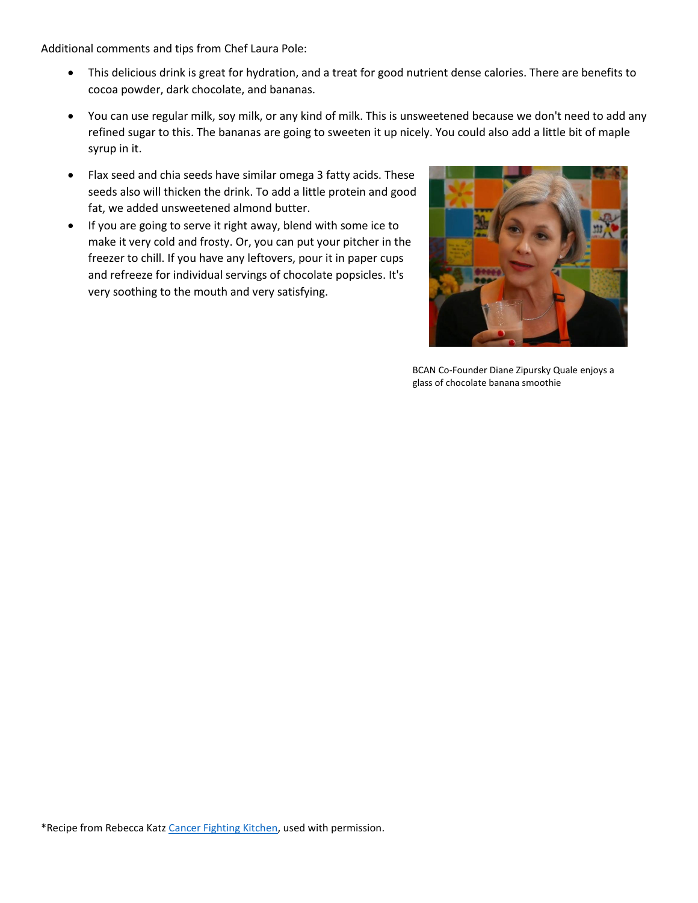Additional comments and tips from Chef Laura Pole:

- This delicious drink is great for hydration, and a treat for good nutrient dense calories. There are benefits to cocoa powder, dark chocolate, and bananas.
- You can use regular milk, soy milk, or any kind of milk. This is unsweetened because we don't need to add any refined sugar to this. The bananas are going to sweeten it up nicely. You could also add a little bit of maple syrup in it.
- Flax seed and chia seeds have similar omega 3 fatty acids. These seeds also will thicken the drink. To add a little protein and good fat, we added unsweetened almond butter.
- If you are going to serve it right away, blend with some ice to make it very cold and frosty. Or, you can put your pitcher in the freezer to chill. If you have any leftovers, pour it in paper cups and refreeze for individual servings of chocolate popsicles. It's very soothing to the mouth and very satisfying.

BCAN Co-Founder Diane Zipursky Quale enjoys a glass of chocolate banana smoothie

*Recipe from Rebecca Katz [Cancer Fighting Kitchen](), used with permission.